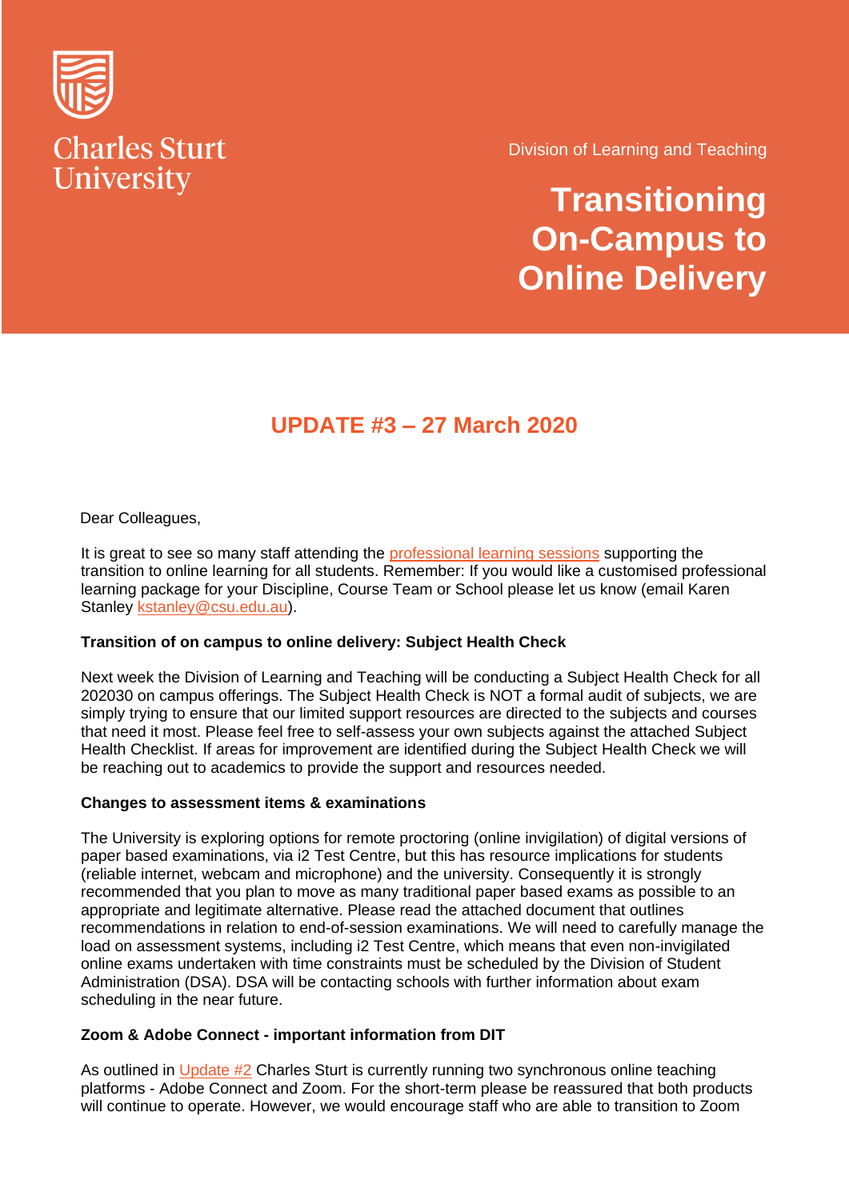Charles Sturt University

Division of Learning and Teaching

# Transitioning On-Campus to Online Delivery

## UPDATE #3 – 27 March 2020

Dear Colleagues,

It is great to see so many staff attending the professional learning sessions supporting the transition to online learning for all students. Remember: If you would like a customised professional learning package for your Discipline, Course Team or School please let us know (email Karen Stanley kstanley@csu.edu.au).

**Transition of on campus to online delivery: Subject Health Check**

Next week the Division of Learning and Teaching will be conducting a Subject Health Check for all 202030 on campus offerings. The Subject Health Check is NOT a formal audit of subjects, we are simply trying to ensure that our limited support resources are directed to the subjects and courses that need it most. Please feel free to self-assess your own subjects against the attached Subject Health Checklist. If areas for improvement are identified during the Subject Health Check we will be reaching out to academics to provide the support and resources needed.

**Changes to assessment items & examinations**

The University is exploring options for remote proctoring (online invigilation) of digital versions of paper based examinations, via i2 Test Centre, but this has resource implications for students (reliable internet, webcam and microphone) and the university. Consequently it is strongly recommended that you plan to move as many traditional paper based exams as possible to an appropriate and legitimate alternative. Please read the attached document that outlines recommendations in relation to end-of-session examinations. We will need to carefully manage the load on assessment systems, including i2 Test Centre, which means that even non-invigilated online exams undertaken with time constraints must be scheduled by the Division of Student Administration (DSA). DSA will be contacting schools with further information about exam scheduling in the near future.

**Zoom & Adobe Connect - important information from DIT**

As outlined in Update #2 Charles Sturt is currently running two synchronous online teaching platforms - Adobe Connect and Zoom. For the short-term please be reassured that both products will continue to operate. However, we would encourage staff who are able to transition to Zoom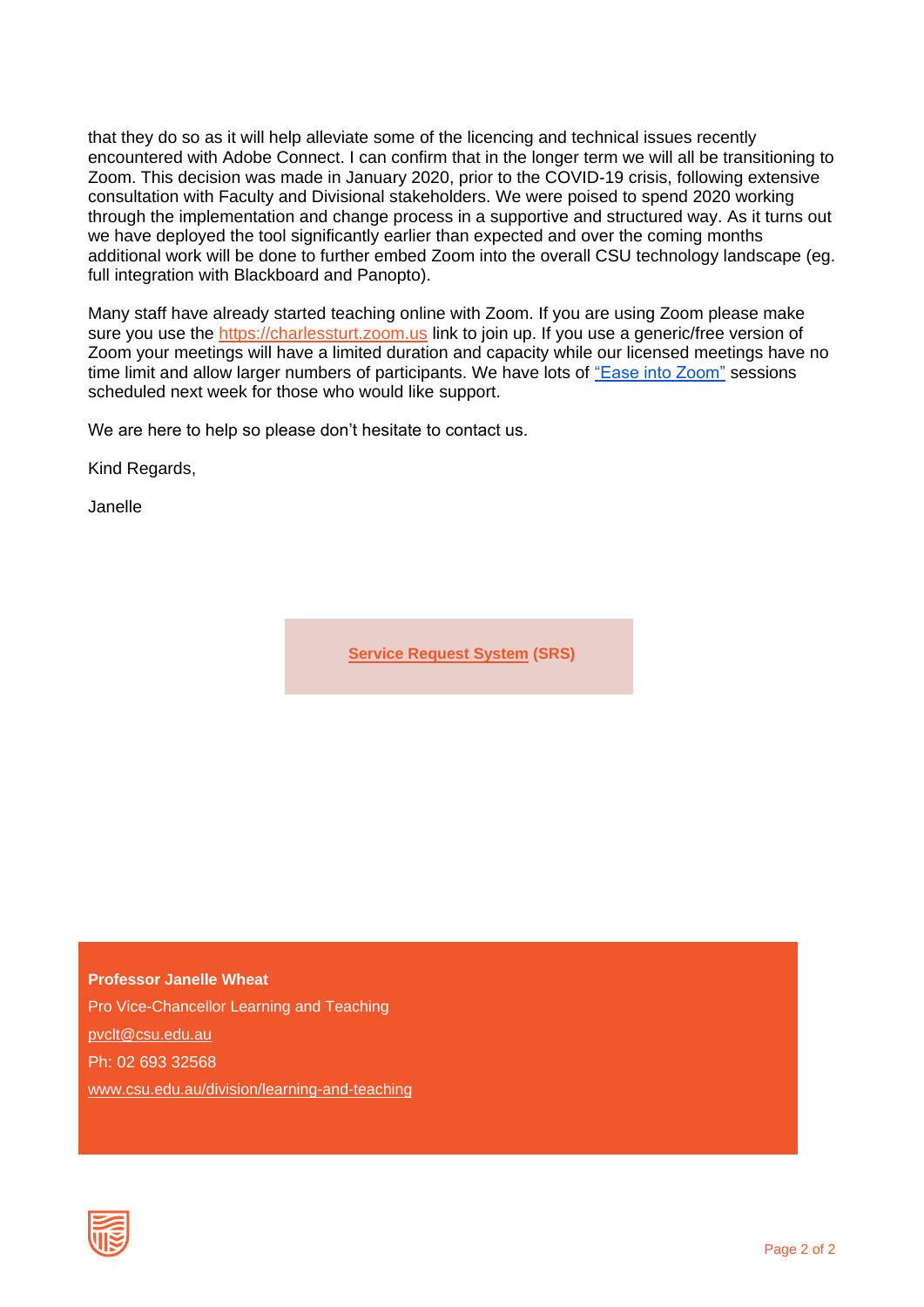that they do so as it will help alleviate some of the licencing and technical issues recently encountered with Adobe Connect. I can confirm that in the longer term we will all be transitioning to Zoom. This decision was made in January 2020, prior to the COVID-19 crisis, following extensive consultation with Faculty and Divisional stakeholders. We were poised to spend 2020 working through the implementation and change process in a supportive and structured way. As it turns out we have deployed the tool significantly earlier than expected and over the coming months additional work will be done to further embed Zoom into the overall CSU technology landscape (eg. full integration with Blackboard and Panopto).

Many staff have already started teaching online with Zoom. If you are using Zoom please make sure you use the https://charlessturt.zoom.us link to join up. If you use a generic/free version of Zoom your meetings will have a limited duration and capacity while our licensed meetings have no time limit and allow larger numbers of participants. We have lots of "Ease into Zoom" sessions scheduled next week for those who would like support.

We are here to help so please don't hesitate to contact us.

Kind Regards,

Janelle

**Service Request System (SRS)**

**Professor Janelle Wheat**

Pro Vice-Chancellor Learning and Teaching

pvclt@csu.edu.au

Ph: 02 693 32568

www.csu.edu.au/division/learning-and-teaching